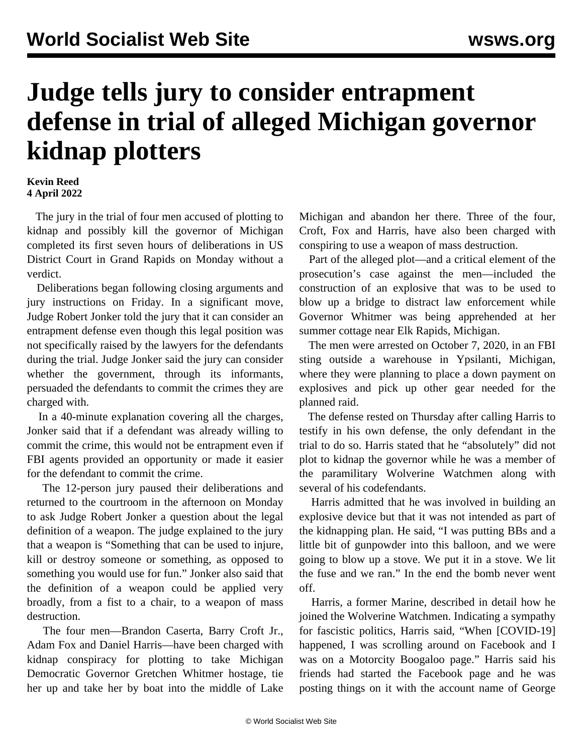# Judge tells jury to consider entrapment defense in trial of alleged Michigan governor kidnap plotters

**Kevin Reed**
**4 April 2022**

The jury in the trial of four men accused of plotting to kidnap and possibly kill the governor of Michigan completed its first seven hours of deliberations in US District Court in Grand Rapids on Monday without a verdict.

Deliberations began following closing arguments and jury instructions on Friday. In a significant move, Judge Robert Jonker told the jury that it can consider an entrapment defense even though this legal position was not specifically raised by the lawyers for the defendants during the trial. Judge Jonker said the jury can consider whether the government, through its informants, persuaded the defendants to commit the crimes they are charged with.

In a 40-minute explanation covering all the charges, Jonker said that if a defendant was already willing to commit the crime, this would not be entrapment even if FBI agents provided an opportunity or made it easier for the defendant to commit the crime.

The 12-person jury paused their deliberations and returned to the courtroom in the afternoon on Monday to ask Judge Robert Jonker a question about the legal definition of a weapon. The judge explained to the jury that a weapon is "Something that can be used to injure, kill or destroy someone or something, as opposed to something you would use for fun." Jonker also said that the definition of a weapon could be applied very broadly, from a fist to a chair, to a weapon of mass destruction.

The four men—Brandon Caserta, Barry Croft Jr., Adam Fox and Daniel Harris—have been charged with kidnap conspiracy for plotting to take Michigan Democratic Governor Gretchen Whitmer hostage, tie her up and take her by boat into the middle of Lake Michigan and abandon her there. Three of the four, Croft, Fox and Harris, have also been charged with conspiring to use a weapon of mass destruction.

Part of the alleged plot—and a critical element of the prosecution's case against the men—included the construction of an explosive that was to be used to blow up a bridge to distract law enforcement while Governor Whitmer was being apprehended at her summer cottage near Elk Rapids, Michigan.

The men were arrested on October 7, 2020, in an FBI sting outside a warehouse in Ypsilanti, Michigan, where they were planning to place a down payment on explosives and pick up other gear needed for the planned raid.

The defense rested on Thursday after calling Harris to testify in his own defense, the only defendant in the trial to do so. Harris stated that he "absolutely" did not plot to kidnap the governor while he was a member of the paramilitary Wolverine Watchmen along with several of his codefendants.

Harris admitted that he was involved in building an explosive device but that it was not intended as part of the kidnapping plan. He said, "I was putting BBs and a little bit of gunpowder into this balloon, and we were going to blow up a stove. We put it in a stove. We lit the fuse and we ran." In the end the bomb never went off.

Harris, a former Marine, described in detail how he joined the Wolverine Watchmen. Indicating a sympathy for fascistic politics, Harris said, "When [COVID-19] happened, I was scrolling around on Facebook and I was on a Motorcity Boogaloo page." Harris said his friends had started the Facebook page and he was posting things on it with the account name of George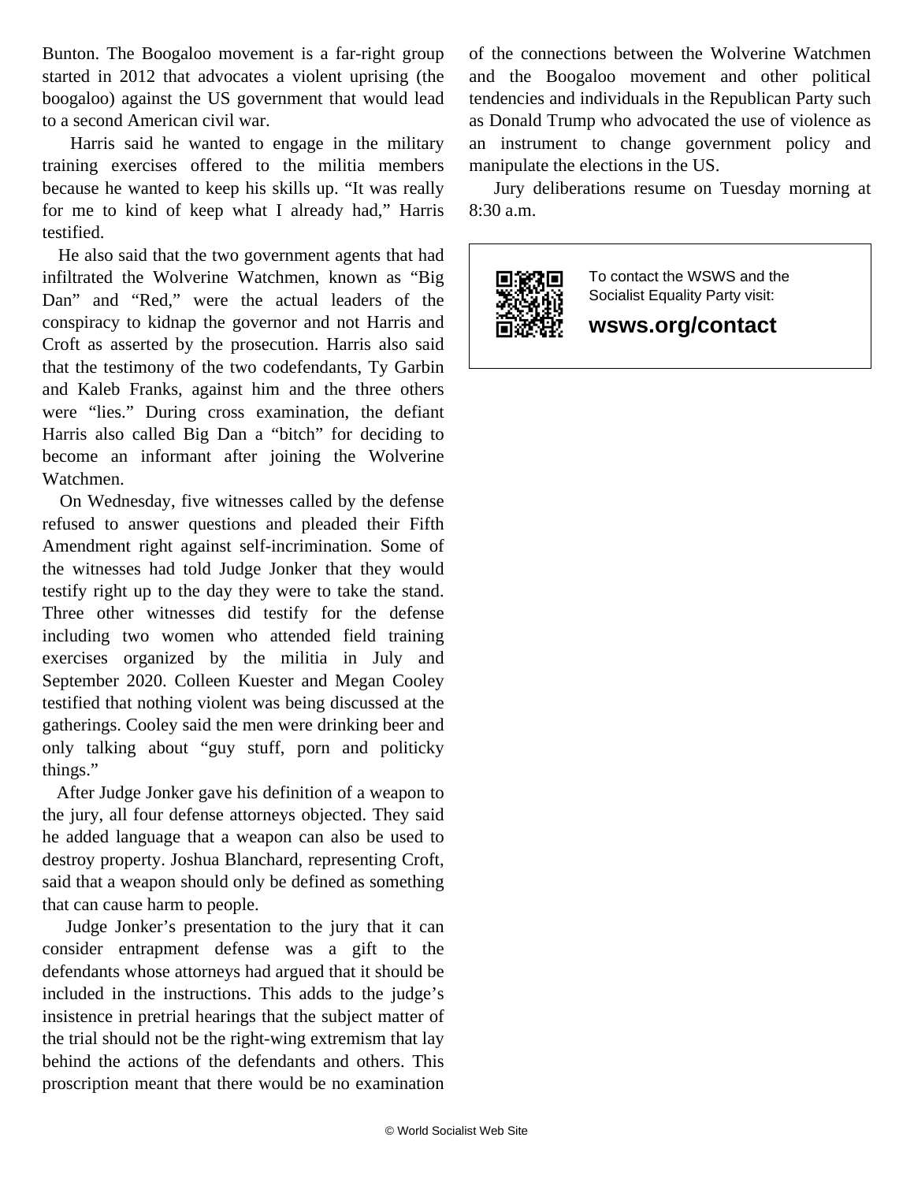Bunton. The Boogaloo movement is a far-right group started in 2012 that advocates a violent uprising (the boogaloo) against the US government that would lead to a second American civil war.

Harris said he wanted to engage in the military training exercises offered to the militia members because he wanted to keep his skills up. "It was really for me to kind of keep what I already had," Harris testified.

He also said that the two government agents that had infiltrated the Wolverine Watchmen, known as "Big Dan" and "Red," were the actual leaders of the conspiracy to kidnap the governor and not Harris and Croft as asserted by the prosecution. Harris also said that the testimony of the two codefendants, Ty Garbin and Kaleb Franks, against him and the three others were "lies." During cross examination, the defiant Harris also called Big Dan a "bitch" for deciding to become an informant after joining the Wolverine Watchmen.

On Wednesday, five witnesses called by the defense refused to answer questions and pleaded their Fifth Amendment right against self-incrimination. Some of the witnesses had told Judge Jonker that they would testify right up to the day they were to take the stand. Three other witnesses did testify for the defense including two women who attended field training exercises organized by the militia in July and September 2020. Colleen Kuester and Megan Cooley testified that nothing violent was being discussed at the gatherings. Cooley said the men were drinking beer and only talking about "guy stuff, porn and politicky things."

After Judge Jonker gave his definition of a weapon to the jury, all four defense attorneys objected. They said he added language that a weapon can also be used to destroy property. Joshua Blanchard, representing Croft, said that a weapon should only be defined as something that can cause harm to people.

Judge Jonker's presentation to the jury that it can consider entrapment defense was a gift to the defendants whose attorneys had argued that it should be included in the instructions. This adds to the judge's insistence in pretrial hearings that the subject matter of the trial should not be the right-wing extremism that lay behind the actions of the defendants and others. This proscription meant that there would be no examination of the connections between the Wolverine Watchmen and the Boogaloo movement and other political tendencies and individuals in the Republican Party such as Donald Trump who advocated the use of violence as an instrument to change government policy and manipulate the elections in the US.

Jury deliberations resume on Tuesday morning at 8:30 a.m.

To contact the WSWS and the Socialist Equality Party visit:

**wsws.org/contact**